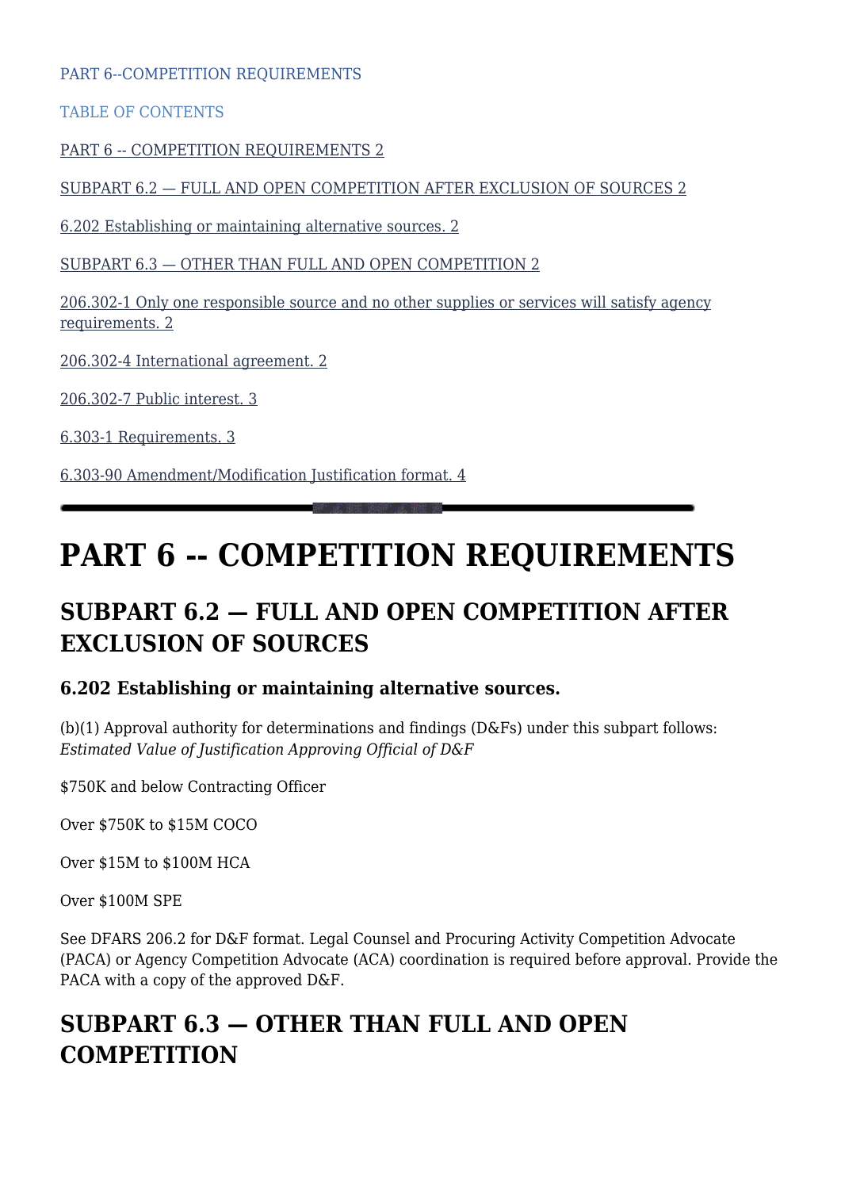PART 6--COMPETITION REQUIREMENTS

TABLE OF CONTENTS

PART 6 -- COMPETITION REQUIREMENTS 2

SUBPART 6.2 — FULL AND OPEN COMPETITION AFTER EXCLUSION OF SOURCES 2

6.202 Establishing or maintaining alternative sources. 2

SUBPART 6.3 — OTHER THAN FULL AND OPEN COMPETITION 2

206.302-1 Only one responsible source and no other supplies or services will satisfy agency requirements. 2

206.302-4 International agreement. 2

206.302-7 Public interest. 3

6.303-1 Requirements. 3

6.303-90 Amendment/Modification Justification format. 4

# PART 6 -- COMPETITION REQUIREMENTS

## SUBPART 6.2 — FULL AND OPEN COMPETITION AFTER EXCLUSION OF SOURCES

### 6.202 Establishing or maintaining alternative sources.

(b)(1) Approval authority for determinations and findings (D&Fs) under this subpart follows:
*Estimated Value of Justification Approving Official of D&F*

$750K and below Contracting Officer

Over $750K to $15M COCO

Over $15M to $100M HCA

Over $100M SPE

See DFARS 206.2 for D&F format. Legal Counsel and Procuring Activity Competition Advocate (PACA) or Agency Competition Advocate (ACA) coordination is required before approval. Provide the PACA with a copy of the approved D&F.

## SUBPART 6.3 — OTHER THAN FULL AND OPEN COMPETITION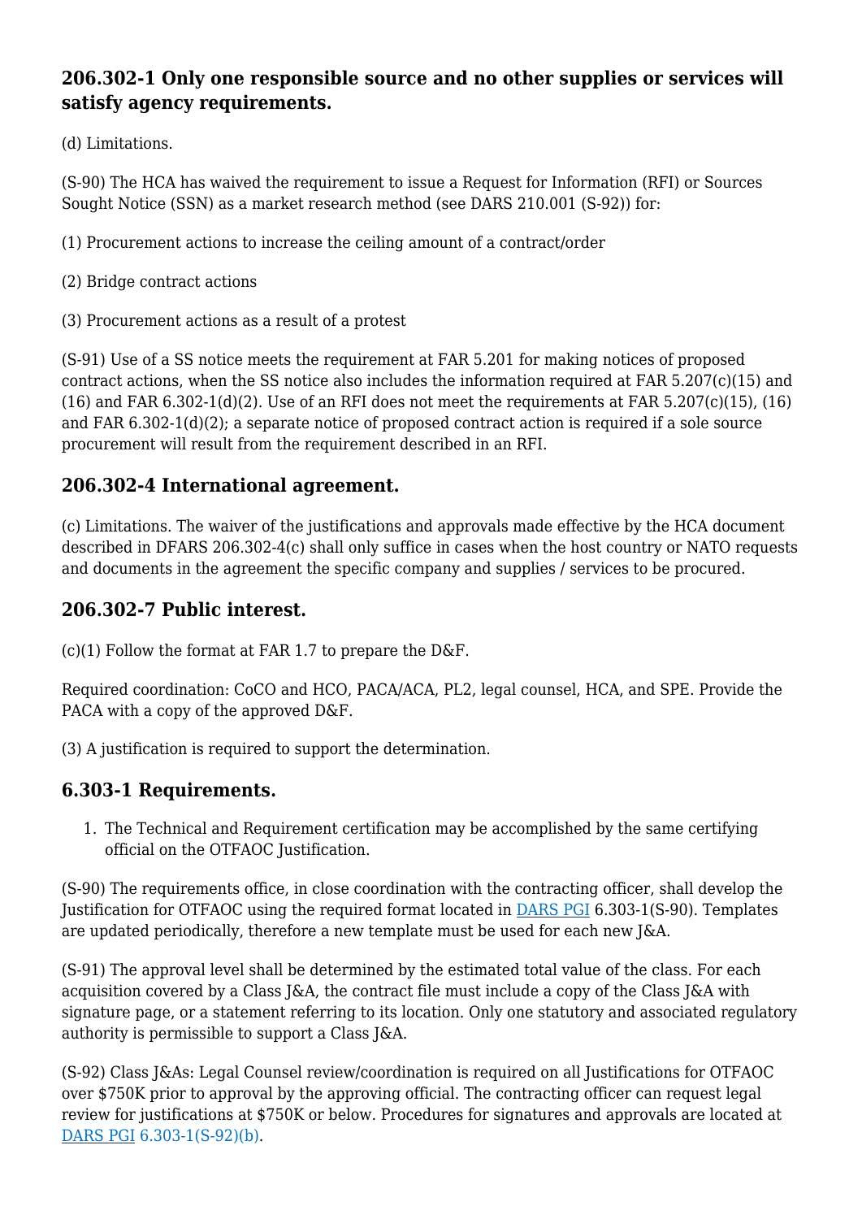### 206.302-1 Only one responsible source and no other supplies or services will satisfy agency requirements.

(d) Limitations.

(S-90) The HCA has waived the requirement to issue a Request for Information (RFI) or Sources Sought Notice (SSN) as a market research method (see DARS 210.001 (S-92)) for:

(1) Procurement actions to increase the ceiling amount of a contract/order

(2) Bridge contract actions

(3) Procurement actions as a result of a protest

(S-91) Use of a SS notice meets the requirement at FAR 5.201 for making notices of proposed contract actions, when the SS notice also includes the information required at FAR 5.207(c)(15) and (16) and FAR 6.302-1(d)(2). Use of an RFI does not meet the requirements at FAR 5.207(c)(15), (16) and FAR 6.302-1(d)(2); a separate notice of proposed contract action is required if a sole source procurement will result from the requirement described in an RFI.

### 206.302-4 International agreement.

(c) Limitations. The waiver of the justifications and approvals made effective by the HCA document described in DFARS 206.302-4(c) shall only suffice in cases when the host country or NATO requests and documents in the agreement the specific company and supplies / services to be procured.

### 206.302-7 Public interest.

(c)(1) Follow the format at FAR 1.7 to prepare the D&F.

Required coordination: CoCO and HCO, PACA/ACA, PL2, legal counsel, HCA, and SPE. Provide the PACA with a copy of the approved D&F.

(3) A justification is required to support the determination.

### 6.303-1 Requirements.

1. The Technical and Requirement certification may be accomplished by the same certifying official on the OTFAOC Justification.

(S-90) The requirements office, in close coordination with the contracting officer, shall develop the Justification for OTFAOC using the required format located in DARS PGI 6.303-1(S-90). Templates are updated periodically, therefore a new template must be used for each new J&A.

(S-91) The approval level shall be determined by the estimated total value of the class. For each acquisition covered by a Class J&A, the contract file must include a copy of the Class J&A with signature page, or a statement referring to its location. Only one statutory and associated regulatory authority is permissible to support a Class J&A.

(S-92) Class J&As: Legal Counsel review/coordination is required on all Justifications for OTFAOC over $750K prior to approval by the approving official. The contracting officer can request legal review for justifications at $750K or below. Procedures for signatures and approvals are located at DARS PGI 6.303-1(S-92)(b).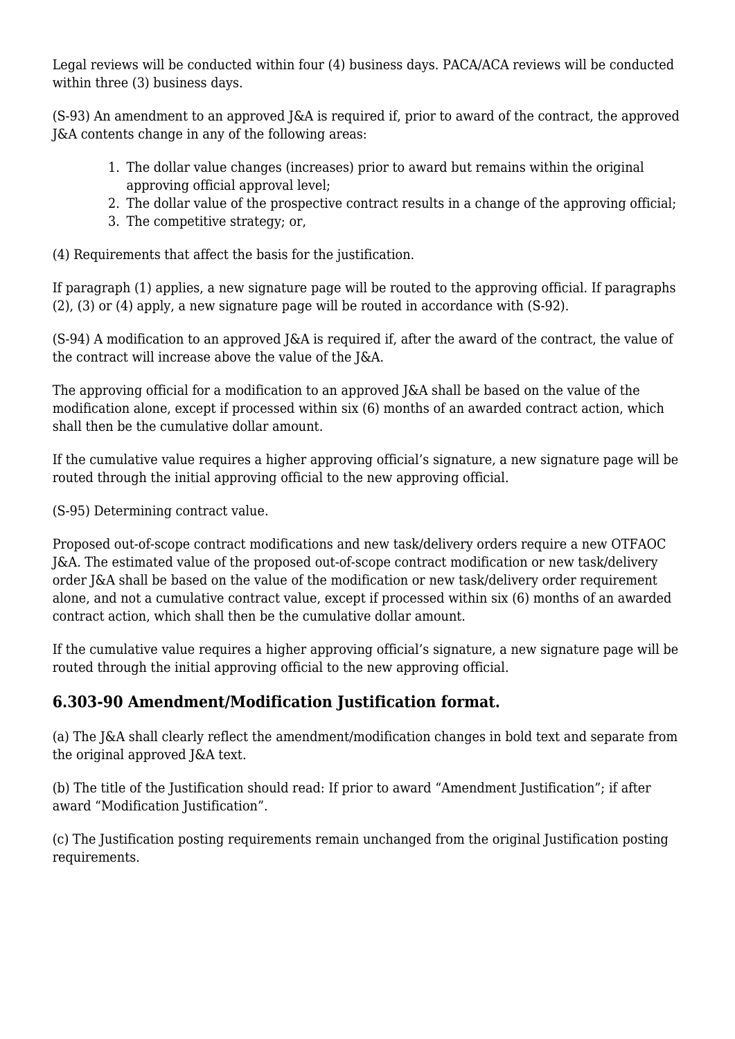Legal reviews will be conducted within four (4) business days. PACA/ACA reviews will be conducted within three (3) business days.

(S-93) An amendment to an approved J&A is required if, prior to award of the contract, the approved J&A contents change in any of the following areas:

1. The dollar value changes (increases) prior to award but remains within the original approving official approval level;
2. The dollar value of the prospective contract results in a change of the approving official;
3. The competitive strategy; or,

(4) Requirements that affect the basis for the justification.

If paragraph (1) applies, a new signature page will be routed to the approving official. If paragraphs (2), (3) or (4) apply, a new signature page will be routed in accordance with (S-92).

(S-94) A modification to an approved J&A is required if, after the award of the contract, the value of the contract will increase above the value of the J&A.

The approving official for a modification to an approved J&A shall be based on the value of the modification alone, except if processed within six (6) months of an awarded contract action, which shall then be the cumulative dollar amount.

If the cumulative value requires a higher approving official's signature, a new signature page will be routed through the initial approving official to the new approving official.

(S-95) Determining contract value.

Proposed out-of-scope contract modifications and new task/delivery orders require a new OTFAOC J&A. The estimated value of the proposed out-of-scope contract modification or new task/delivery order J&A shall be based on the value of the modification or new task/delivery order requirement alone, and not a cumulative contract value, except if processed within six (6) months of an awarded contract action, which shall then be the cumulative dollar amount.

If the cumulative value requires a higher approving official's signature, a new signature page will be routed through the initial approving official to the new approving official.

## 6.303-90 Amendment/Modification Justification format.

(a) The J&A shall clearly reflect the amendment/modification changes in bold text and separate from the original approved J&A text.

(b) The title of the Justification should read: If prior to award "Amendment Justification"; if after award "Modification Justification".

(c) The Justification posting requirements remain unchanged from the original Justification posting requirements.